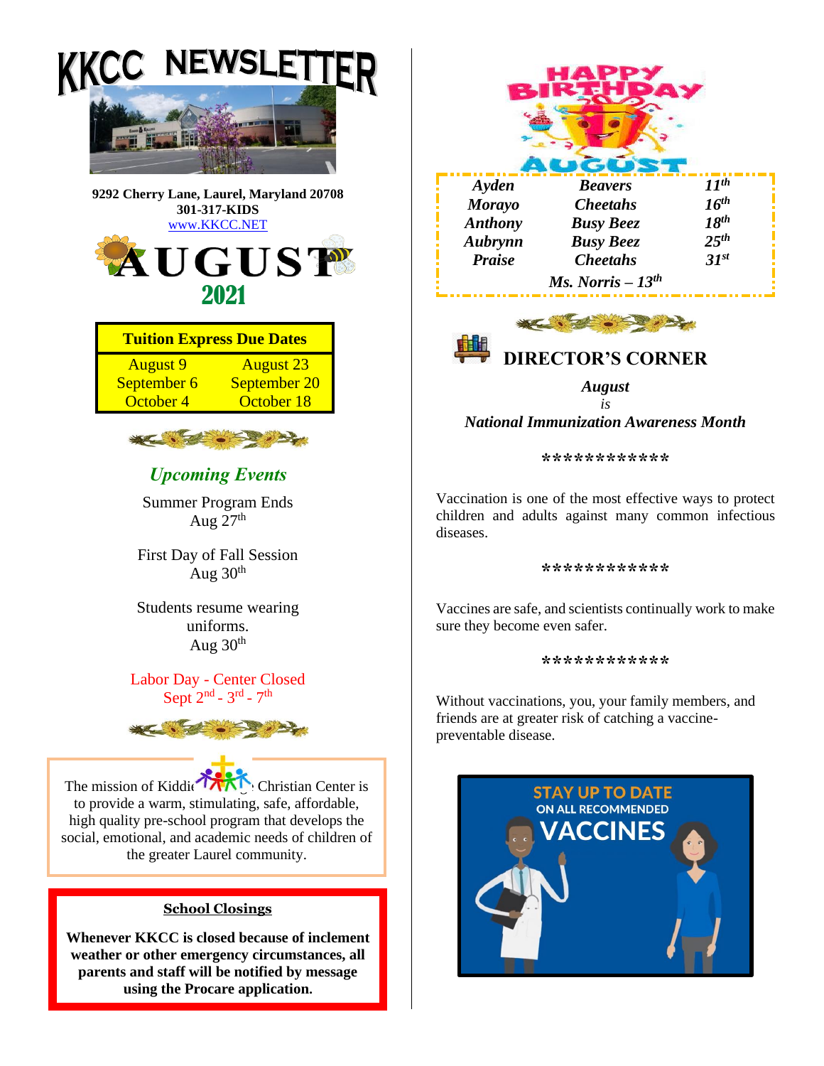# KKCC NEWSLETTER

**9292 Cherry Lane, Laurel, Maryland 20708**
**301-317-KIDS**
www.KKCC.NET

# AUGUST 2021

| Tuition Express Due Dates | |
|---|---|
| August 9 | August 23 |
| September 6 | September 20 |
| October 4 | October 18 |

## *Upcoming Events*

Summer Program Ends
Aug 27th

First Day of Fall Session
Aug 30th

Students resume wearing uniforms.
Aug 30th

Labor Day - Center Closed
Sept 2nd - 3rd - 7th

The mission of Kiddie Kollege Christian Center is to provide a warm, stimulating, safe, affordable, high quality pre-school program that develops the social, emotional, and academic needs of children of the greater Laurel community.

**School Closings**

**Whenever KKCC is closed because of inclement weather or other emergency circumstances, all parents and staff will be notified by message using the Procare application.**

## HAPPY BIRTHDAY AUGUST

| | | |
|---|---|---|
| *Ayden* | *Beavers* | *11th* |
| *Morayo* | *Cheetahs* | *16th* |
| *Anthony* | *Busy Beez* | *18th* |
| *Aubrynn* | *Busy Beez* | *25th* |
| *Praise* | *Cheetahs* | *31st* |

*Ms. Norris – 13th*

## DIRECTOR'S CORNER

***August***
*is*
***National Immunization Awareness Month***

************

Vaccination is one of the most effective ways to protect children and adults against many common infectious diseases.

************

Vaccines are safe, and scientists continually work to make sure they become even safer.

************

Without vaccinations, you, your family members, and friends are at greater risk of catching a vaccine-preventable disease.

STAY UP TO DATE ON ALL RECOMMENDED VACCINES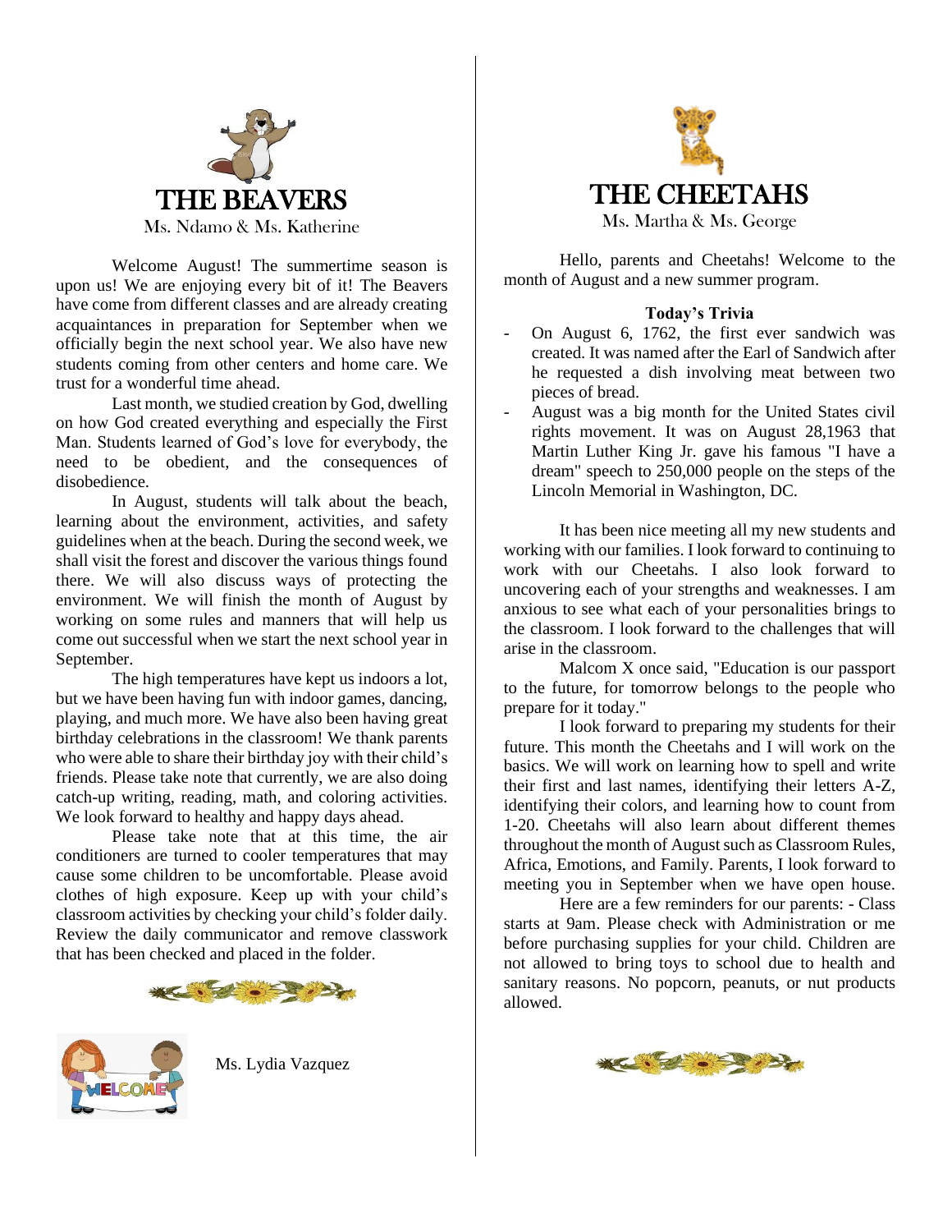# THE BEAVERS

Ms. Ndamo & Ms. Katherine

Welcome August! The summertime season is upon us! We are enjoying every bit of it! The Beavers have come from different classes and are already creating acquaintances in preparation for September when we officially begin the next school year. We also have new students coming from other centers and home care. We trust for a wonderful time ahead.

Last month, we studied creation by God, dwelling on how God created everything and especially the First Man. Students learned of God's love for everybody, the need to be obedient, and the consequences of disobedience.

In August, students will talk about the beach, learning about the environment, activities, and safety guidelines when at the beach. During the second week, we shall visit the forest and discover the various things found there. We will also discuss ways of protecting the environment. We will finish the month of August by working on some rules and manners that will help us come out successful when we start the next school year in September.

The high temperatures have kept us indoors a lot, but we have been having fun with indoor games, dancing, playing, and much more. We have also been having great birthday celebrations in the classroom! We thank parents who were able to share their birthday joy with their child's friends. Please take note that currently, we are also doing catch-up writing, reading, math, and coloring activities. We look forward to healthy and happy days ahead.

Please take note that at this time, the air conditioners are turned to cooler temperatures that may cause some children to be uncomfortable. Please avoid clothes of high exposure. Keep up with your child's classroom activities by checking your child's folder daily. Review the daily communicator and remove classwork that has been checked and placed in the folder.

Ms. Lydia Vazquez

# THE CHEETAHS

Ms. Martha & Ms. George

Hello, parents and Cheetahs! Welcome to the month of August and a new summer program.

**Today's Trivia**

- On August 6, 1762, the first ever sandwich was created. It was named after the Earl of Sandwich after he requested a dish involving meat between two pieces of bread.
- August was a big month for the United States civil rights movement. It was on August 28,1963 that Martin Luther King Jr. gave his famous "I have a dream" speech to 250,000 people on the steps of the Lincoln Memorial in Washington, DC.

It has been nice meeting all my new students and working with our families. I look forward to continuing to work with our Cheetahs. I also look forward to uncovering each of your strengths and weaknesses. I am anxious to see what each of your personalities brings to the classroom. I look forward to the challenges that will arise in the classroom.

Malcom X once said, "Education is our passport to the future, for tomorrow belongs to the people who prepare for it today."

I look forward to preparing my students for their future. This month the Cheetahs and I will work on the basics. We will work on learning how to spell and write their first and last names, identifying their letters A-Z, identifying their colors, and learning how to count from 1-20. Cheetahs will also learn about different themes throughout the month of August such as Classroom Rules, Africa, Emotions, and Family. Parents, I look forward to meeting you in September when we have open house.

Here are a few reminders for our parents: - Class starts at 9am. Please check with Administration or me before purchasing supplies for your child. Children are not allowed to bring toys to school due to health and sanitary reasons. No popcorn, peanuts, or nut products allowed.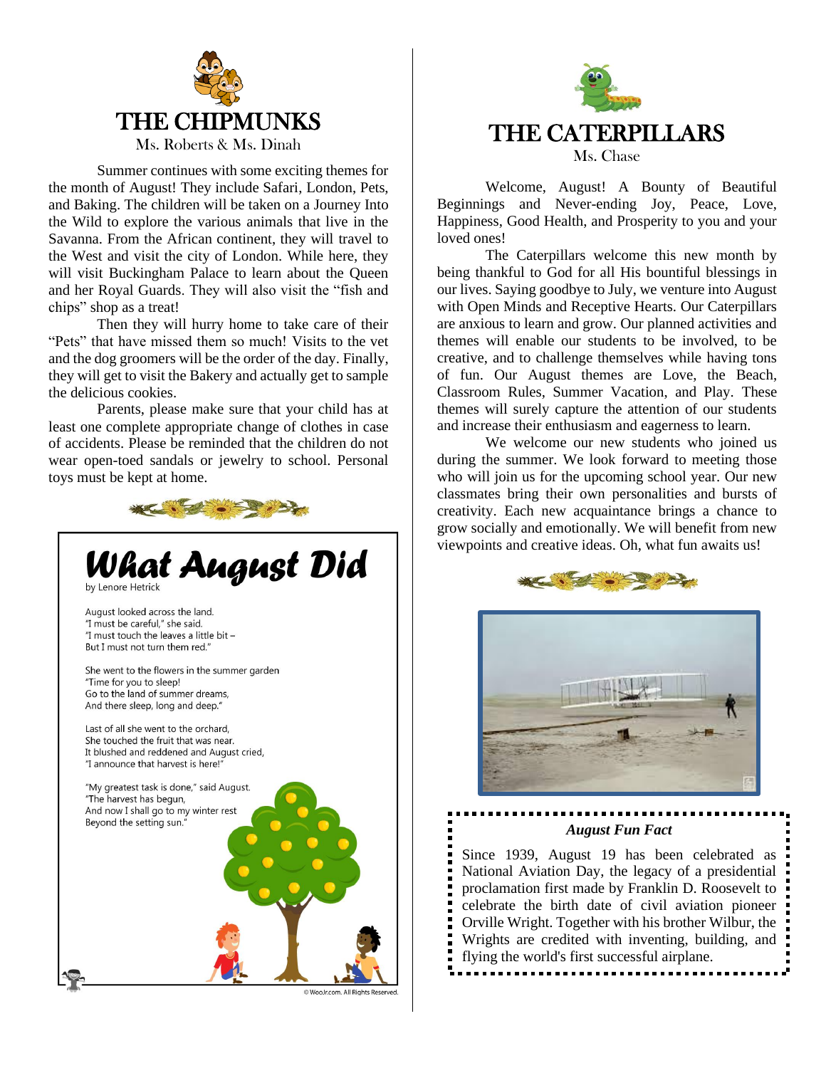# THE CHIPMUNKS

Ms. Roberts & Ms. Dinah

Summer continues with some exciting themes for the month of August! They include Safari, London, Pets, and Baking. The children will be taken on a Journey Into the Wild to explore the various animals that live in the Savanna. From the African continent, they will travel to the West and visit the city of London. While here, they will visit Buckingham Palace to learn about the Queen and her Royal Guards. They will also visit the "fish and chips" shop as a treat!

Then they will hurry home to take care of their "Pets" that have missed them so much! Visits to the vet and the dog groomers will be the order of the day. Finally, they will get to visit the Bakery and actually get to sample the delicious cookies.

Parents, please make sure that your child has at least one complete appropriate change of clothes in case of accidents. Please be reminded that the children do not wear open-toed sandals or jewelry to school. Personal toys must be kept at home.

## What August Did

by Lenore Hetrick

August looked across the land.
"I must be careful," she said.
"I must touch the leaves a little bit –
But I must not turn them red."

She went to the flowers in the summer garden
"Time for you to sleep!
Go to the land of summer dreams,
And there sleep, long and deep."

Last of all she went to the orchard,
She touched the fruit that was near.
It blushed and reddened and August cried,
"I announce that harvest is here!"

"My greatest task is done," said August.
"The harvest has begun,
And now I shall go to my winter rest
Beyond the setting sun."

© WooJr.com. All Rights Reserved.

# THE CATERPILLARS

Ms. Chase

Welcome, August! A Bounty of Beautiful Beginnings and Never-ending Joy, Peace, Love, Happiness, Good Health, and Prosperity to you and your loved ones!

The Caterpillars welcome this new month by being thankful to God for all His bountiful blessings in our lives. Saying goodbye to July, we venture into August with Open Minds and Receptive Hearts. Our Caterpillars are anxious to learn and grow. Our planned activities and themes will enable our students to be involved, to be creative, and to challenge themselves while having tons of fun. Our August themes are Love, the Beach, Classroom Rules, Summer Vacation, and Play. These themes will surely capture the attention of our students and increase their enthusiasm and eagerness to learn.

We welcome our new students who joined us during the summer. We look forward to meeting those who will join us for the upcoming school year. Our new classmates bring their own personalities and bursts of creativity. Each new acquaintance brings a chance to grow socially and emotionally. We will benefit from new viewpoints and creative ideas. Oh, what fun awaits us!

### *August Fun Fact*

Since 1939, August 19 has been celebrated as National Aviation Day, the legacy of a presidential proclamation first made by Franklin D. Roosevelt to celebrate the birth date of civil aviation pioneer Orville Wright. Together with his brother Wilbur, the Wrights are credited with inventing, building, and flying the world's first successful airplane.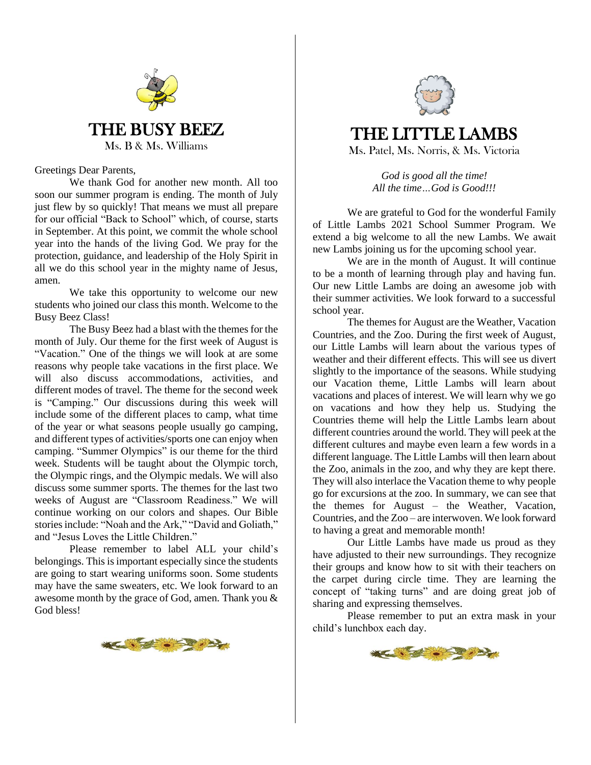# THE BUSY BEEZ

Ms. B & Ms. Williams

Greetings Dear Parents,

We thank God for another new month. All too soon our summer program is ending. The month of July just flew by so quickly! That means we must all prepare for our official "Back to School" which, of course, starts in September. At this point, we commit the whole school year into the hands of the living God. We pray for the protection, guidance, and leadership of the Holy Spirit in all we do this school year in the mighty name of Jesus, amen.

We take this opportunity to welcome our new students who joined our class this month. Welcome to the Busy Beez Class!

The Busy Beez had a blast with the themes for the month of July. Our theme for the first week of August is "Vacation." One of the things we will look at are some reasons why people take vacations in the first place. We will also discuss accommodations, activities, and different modes of travel. The theme for the second week is "Camping." Our discussions during this week will include some of the different places to camp, what time of the year or what seasons people usually go camping, and different types of activities/sports one can enjoy when camping. "Summer Olympics" is our theme for the third week. Students will be taught about the Olympic torch, the Olympic rings, and the Olympic medals. We will also discuss some summer sports. The themes for the last two weeks of August are "Classroom Readiness." We will continue working on our colors and shapes. Our Bible stories include: "Noah and the Ark," "David and Goliath," and "Jesus Loves the Little Children."

Please remember to label ALL your child's belongings. This is important especially since the students are going to start wearing uniforms soon. Some students may have the same sweaters, etc. We look forward to an awesome month by the grace of God, amen. Thank you & God bless!

# THE LITTLE LAMBS

Ms. Patel, Ms. Norris, & Ms. Victoria

*God is good all the time!*
*All the time…God is Good!!!*

We are grateful to God for the wonderful Family of Little Lambs 2021 School Summer Program. We extend a big welcome to all the new Lambs. We await new Lambs joining us for the upcoming school year.

We are in the month of August. It will continue to be a month of learning through play and having fun. Our new Little Lambs are doing an awesome job with their summer activities. We look forward to a successful school year.

The themes for August are the Weather, Vacation Countries, and the Zoo. During the first week of August, our Little Lambs will learn about the various types of weather and their different effects. This will see us divert slightly to the importance of the seasons. While studying our Vacation theme, Little Lambs will learn about vacations and places of interest. We will learn why we go on vacations and how they help us. Studying the Countries theme will help the Little Lambs learn about different countries around the world. They will peek at the different cultures and maybe even learn a few words in a different language. The Little Lambs will then learn about the Zoo, animals in the zoo, and why they are kept there. They will also interlace the Vacation theme to why people go for excursions at the zoo. In summary, we can see that the themes for August – the Weather, Vacation, Countries, and the Zoo – are interwoven. We look forward to having a great and memorable month!

Our Little Lambs have made us proud as they have adjusted to their new surroundings. They recognize their groups and know how to sit with their teachers on the carpet during circle time. They are learning the concept of "taking turns" and are doing great job of sharing and expressing themselves.

Please remember to put an extra mask in your child's lunchbox each day.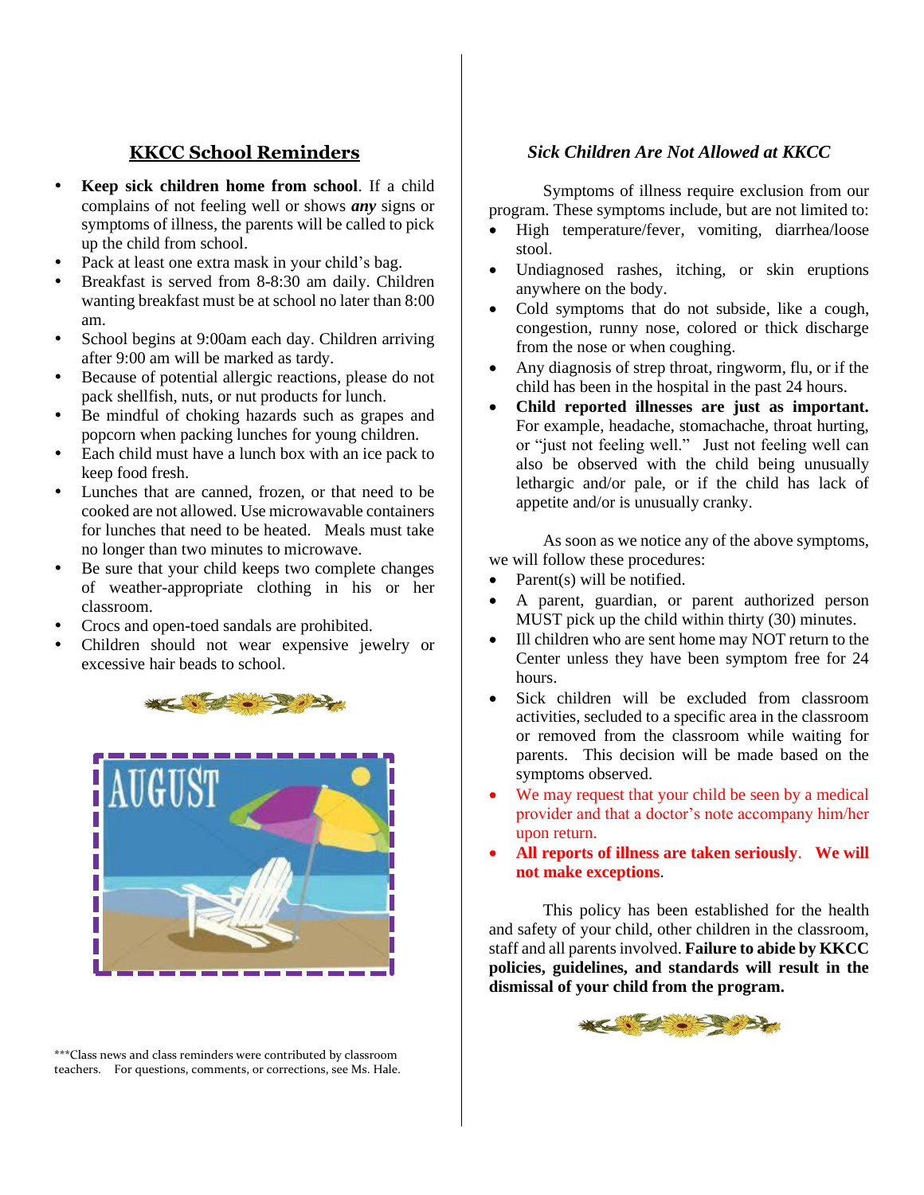## KKCC School Reminders

- **Keep sick children home from school**. If a child complains of not feeling well or shows ***any*** signs or symptoms of illness, the parents will be called to pick up the child from school.
- Pack at least one extra mask in your child's bag.
- Breakfast is served from 8-8:30 am daily. Children wanting breakfast must be at school no later than 8:00 am.
- School begins at 9:00am each day. Children arriving after 9:00 am will be marked as tardy.
- Because of potential allergic reactions, please do not pack shellfish, nuts, or nut products for lunch.
- Be mindful of choking hazards such as grapes and popcorn when packing lunches for young children.
- Each child must have a lunch box with an ice pack to keep food fresh.
- Lunches that are canned, frozen, or that need to be cooked are not allowed. Use microwavable containers for lunches that need to be heated. Meals must take no longer than two minutes to microwave.
- Be sure that your child keeps two complete changes of weather-appropriate clothing in his or her classroom.
- Crocs and open-toed sandals are prohibited.
- Children should not wear expensive jewelry or excessive hair beads to school.

AUGUST

***Class news and class reminders were contributed by classroom teachers. For questions, comments, or corrections, see Ms. Hale.

### *Sick Children Are Not Allowed at KKCC*

Symptoms of illness require exclusion from our program. These symptoms include, but are not limited to:

- High temperature/fever, vomiting, diarrhea/loose stool.
- Undiagnosed rashes, itching, or skin eruptions anywhere on the body.
- Cold symptoms that do not subside, like a cough, congestion, runny nose, colored or thick discharge from the nose or when coughing.
- Any diagnosis of strep throat, ringworm, flu, or if the child has been in the hospital in the past 24 hours.
- **Child reported illnesses are just as important.** For example, headache, stomachache, throat hurting, or "just not feeling well." Just not feeling well can also be observed with the child being unusually lethargic and/or pale, or if the child has lack of appetite and/or is unusually cranky.

As soon as we notice any of the above symptoms, we will follow these procedures:

- Parent(s) will be notified.
- A parent, guardian, or parent authorized person MUST pick up the child within thirty (30) minutes.
- Ill children who are sent home may NOT return to the Center unless they have been symptom free for 24 hours.
- Sick children will be excluded from classroom activities, secluded to a specific area in the classroom or removed from the classroom while waiting for parents. This decision will be made based on the symptoms observed.
- We may request that your child be seen by a medical provider and that a doctor's note accompany him/her upon return.
- **All reports of illness are taken seriously**. **We will not make exceptions**.

This policy has been established for the health and safety of your child, other children in the classroom, staff and all parents involved. **Failure to abide by KKCC policies, guidelines, and standards will result in the dismissal of your child from the program.**